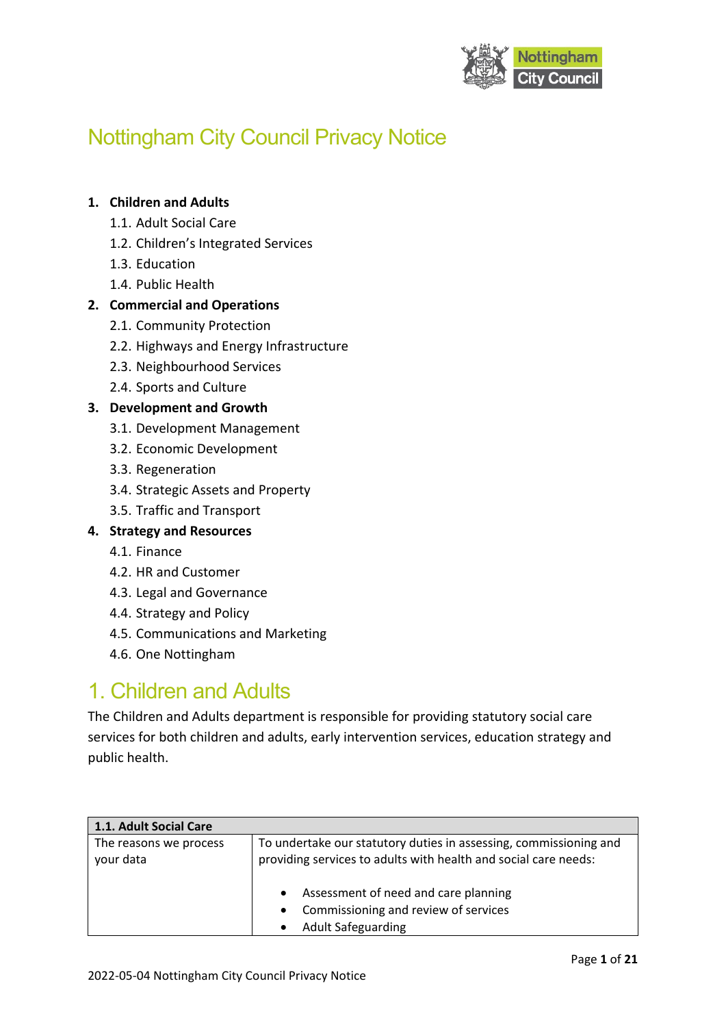# Nottingham City Council Privacy Notice

1. **Children and Adults**
    1.1. Adult Social Care
    1.2. Children's Integrated Services
    1.3. Education
    1.4. Public Health
2. **Commercial and Operations**
    2.1. Community Protection
    2.2. Highways and Energy Infrastructure
    2.3. Neighbourhood Services
    2.4. Sports and Culture
3. **Development and Growth**
    3.1. Development Management
    3.2. Economic Development
    3.3. Regeneration
    3.4. Strategic Assets and Property
    3.5. Traffic and Transport
4. **Strategy and Resources**
    4.1. Finance
    4.2. HR and Customer
    4.3. Legal and Governance
    4.4. Strategy and Policy
    4.5. Communications and Marketing
    4.6. One Nottingham

## 1. Children and Adults

The Children and Adults department is responsible for providing statutory social care services for both children and adults, early intervention services, education strategy and public health.

| **1.1. Adult Social Care** | |
|---|---|
| The reasons we process your data | To undertake our statutory duties in assessing, commissioning and providing services to adults with health and social care needs:<br><br>• Assessment of need and care planning<br>• Commissioning and review of services<br>• Adult Safeguarding |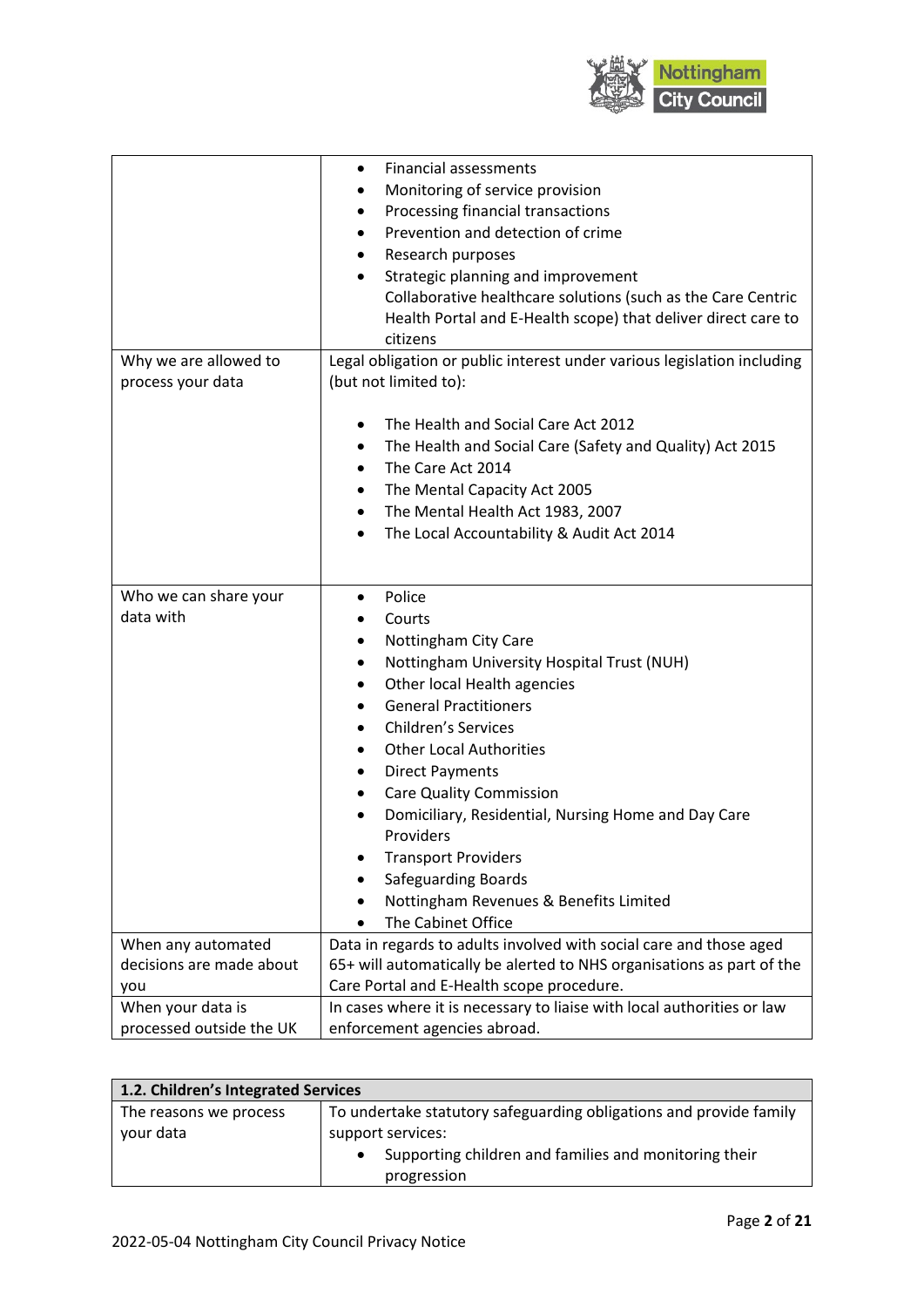| | |
|---|---|
| | • Financial assessments<br>• Monitoring of service provision<br>• Processing financial transactions<br>• Prevention and detection of crime<br>• Research purposes<br>• Strategic planning and improvement<br>Collaborative healthcare solutions (such as the Care Centric Health Portal and E-Health scope) that deliver direct care to citizens |
| Why we are allowed to process your data | Legal obligation or public interest under various legislation including (but not limited to):<br><br>• The Health and Social Care Act 2012<br>• The Health and Social Care (Safety and Quality) Act 2015<br>• The Care Act 2014<br>• The Mental Capacity Act 2005<br>• The Mental Health Act 1983, 2007<br>• The Local Accountability & Audit Act 2014 |
| Who we can share your data with | • Police<br>• Courts<br>• Nottingham City Care<br>• Nottingham University Hospital Trust (NUH)<br>• Other local Health agencies<br>• General Practitioners<br>• Children's Services<br>• Other Local Authorities<br>• Direct Payments<br>• Care Quality Commission<br>• Domiciliary, Residential, Nursing Home and Day Care Providers<br>• Transport Providers<br>• Safeguarding Boards<br>• Nottingham Revenues & Benefits Limited<br>• The Cabinet Office |
| When any automated decisions are made about you | Data in regards to adults involved with social care and those aged 65+ will automatically be alerted to NHS organisations as part of the Care Portal and E-Health scope procedure. |
| When your data is processed outside the UK | In cases where it is necessary to liaise with local authorities or law enforcement agencies abroad. |

| **1.2. Children's Integrated Services** | |
|---|---|
| The reasons we process your data | To undertake statutory safeguarding obligations and provide family support services:<br>• Supporting children and families and monitoring their progression |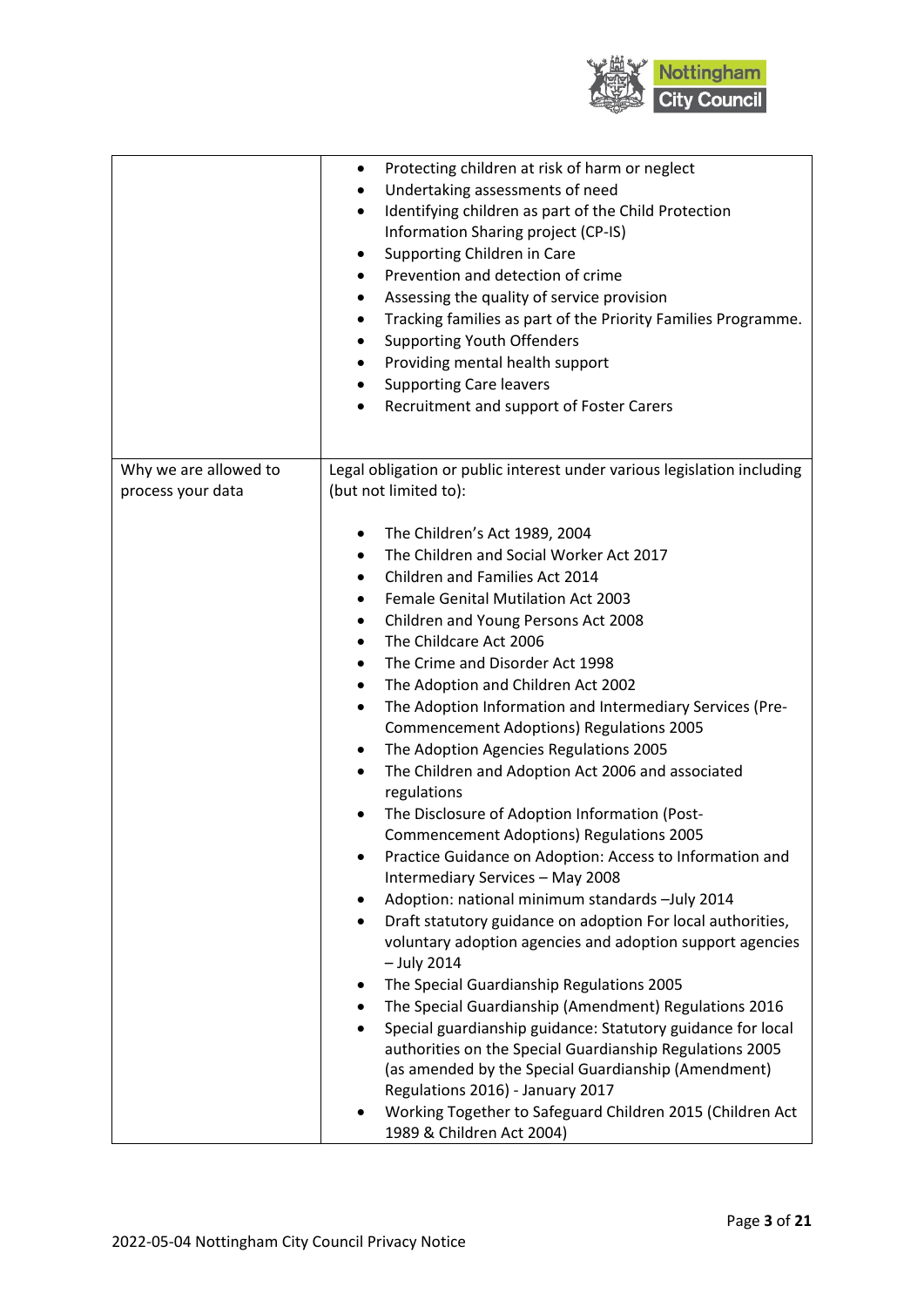| | |
|---|---|
| | • Protecting children at risk of harm or neglect<br>• Undertaking assessments of need<br>• Identifying children as part of the Child Protection Information Sharing project (CP-IS)<br>• Supporting Children in Care<br>• Prevention and detection of crime<br>• Assessing the quality of service provision<br>• Tracking families as part of the Priority Families Programme.<br>• Supporting Youth Offenders<br>• Providing mental health support<br>• Supporting Care leavers<br>• Recruitment and support of Foster Carers |
| Why we are allowed to process your data | Legal obligation or public interest under various legislation including (but not limited to):<br><br>• The Children's Act 1989, 2004<br>• The Children and Social Worker Act 2017<br>• Children and Families Act 2014<br>• Female Genital Mutilation Act 2003<br>• Children and Young Persons Act 2008<br>• The Childcare Act 2006<br>• The Crime and Disorder Act 1998<br>• The Adoption and Children Act 2002<br>• The Adoption Information and Intermediary Services (Pre-Commencement Adoptions) Regulations 2005<br>• The Adoption Agencies Regulations 2005<br>• The Children and Adoption Act 2006 and associated regulations<br>• The Disclosure of Adoption Information (Post-Commencement Adoptions) Regulations 2005<br>• Practice Guidance on Adoption: Access to Information and Intermediary Services – May 2008<br>• Adoption: national minimum standards –July 2014<br>• Draft statutory guidance on adoption For local authorities, voluntary adoption agencies and adoption support agencies – July 2014<br>• The Special Guardianship Regulations 2005<br>• The Special Guardianship (Amendment) Regulations 2016<br>• Special guardianship guidance: Statutory guidance for local authorities on the Special Guardianship Regulations 2005 (as amended by the Special Guardianship (Amendment) Regulations 2016) - January 2017<br>• Working Together to Safeguard Children 2015 (Children Act 1989 & Children Act 2004) |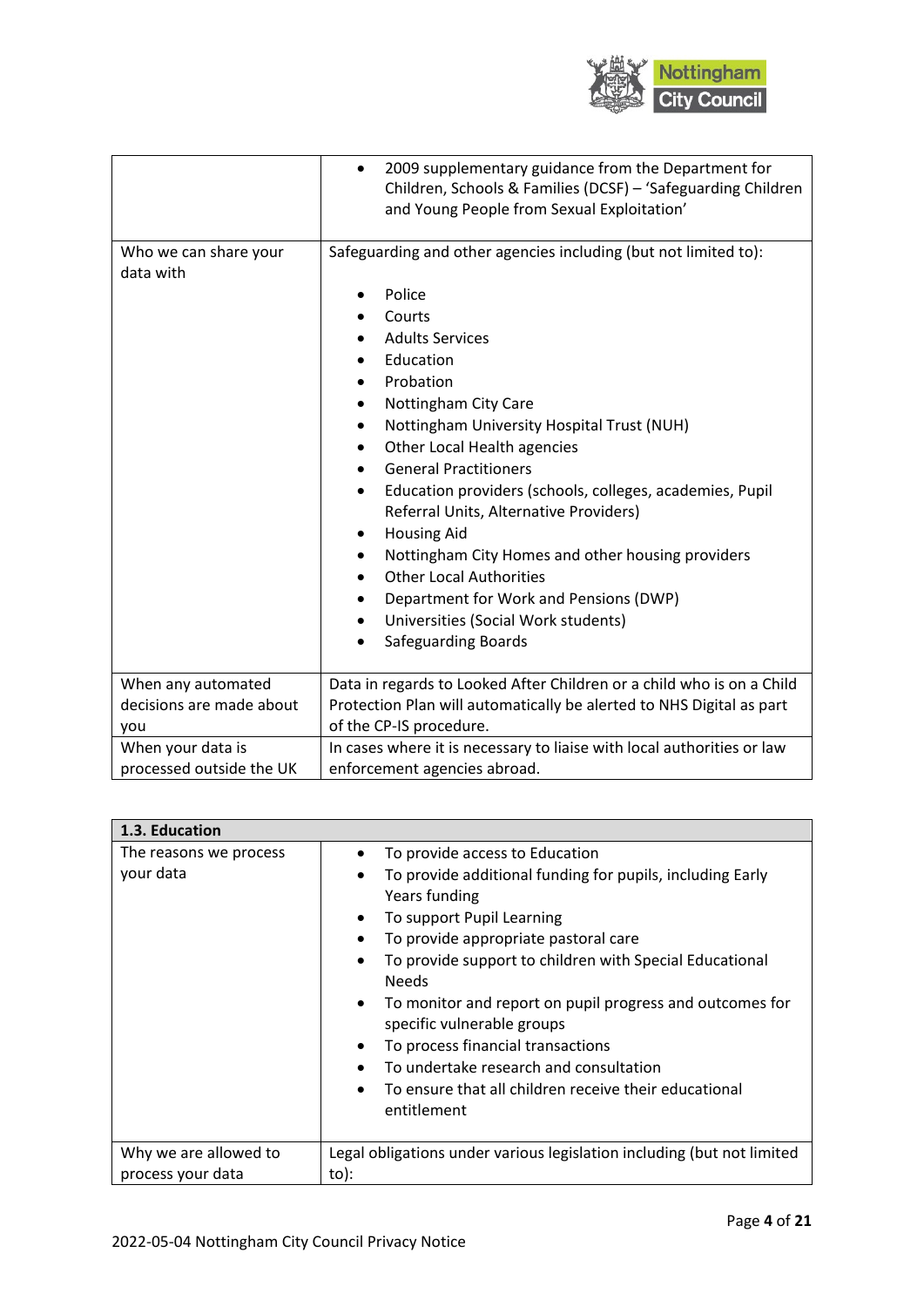| | |
|---|---|
| | • 2009 supplementary guidance from the Department for Children, Schools & Families (DCSF) – 'Safeguarding Children and Young People from Sexual Exploitation' |
| Who we can share your data with | Safeguarding and other agencies including (but not limited to):<br><br>• Police<br>• Courts<br>• Adults Services<br>• Education<br>• Probation<br>• Nottingham City Care<br>• Nottingham University Hospital Trust (NUH)<br>• Other Local Health agencies<br>• General Practitioners<br>• Education providers (schools, colleges, academies, Pupil Referral Units, Alternative Providers)<br>• Housing Aid<br>• Nottingham City Homes and other housing providers<br>• Other Local Authorities<br>• Department for Work and Pensions (DWP)<br>• Universities (Social Work students)<br>• Safeguarding Boards |
| When any automated decisions are made about you | Data in regards to Looked After Children or a child who is on a Child Protection Plan will automatically be alerted to NHS Digital as part of the CP-IS procedure. |
| When your data is processed outside the UK | In cases where it is necessary to liaise with local authorities or law enforcement agencies abroad. |

| **1.3. Education** | |
|---|---|
| The reasons we process your data | • To provide access to Education<br>• To provide additional funding for pupils, including Early Years funding<br>• To support Pupil Learning<br>• To provide appropriate pastoral care<br>• To provide support to children with Special Educational Needs<br>• To monitor and report on pupil progress and outcomes for specific vulnerable groups<br>• To process financial transactions<br>• To undertake research and consultation<br>• To ensure that all children receive their educational entitlement |
| Why we are allowed to process your data | Legal obligations under various legislation including (but not limited to): |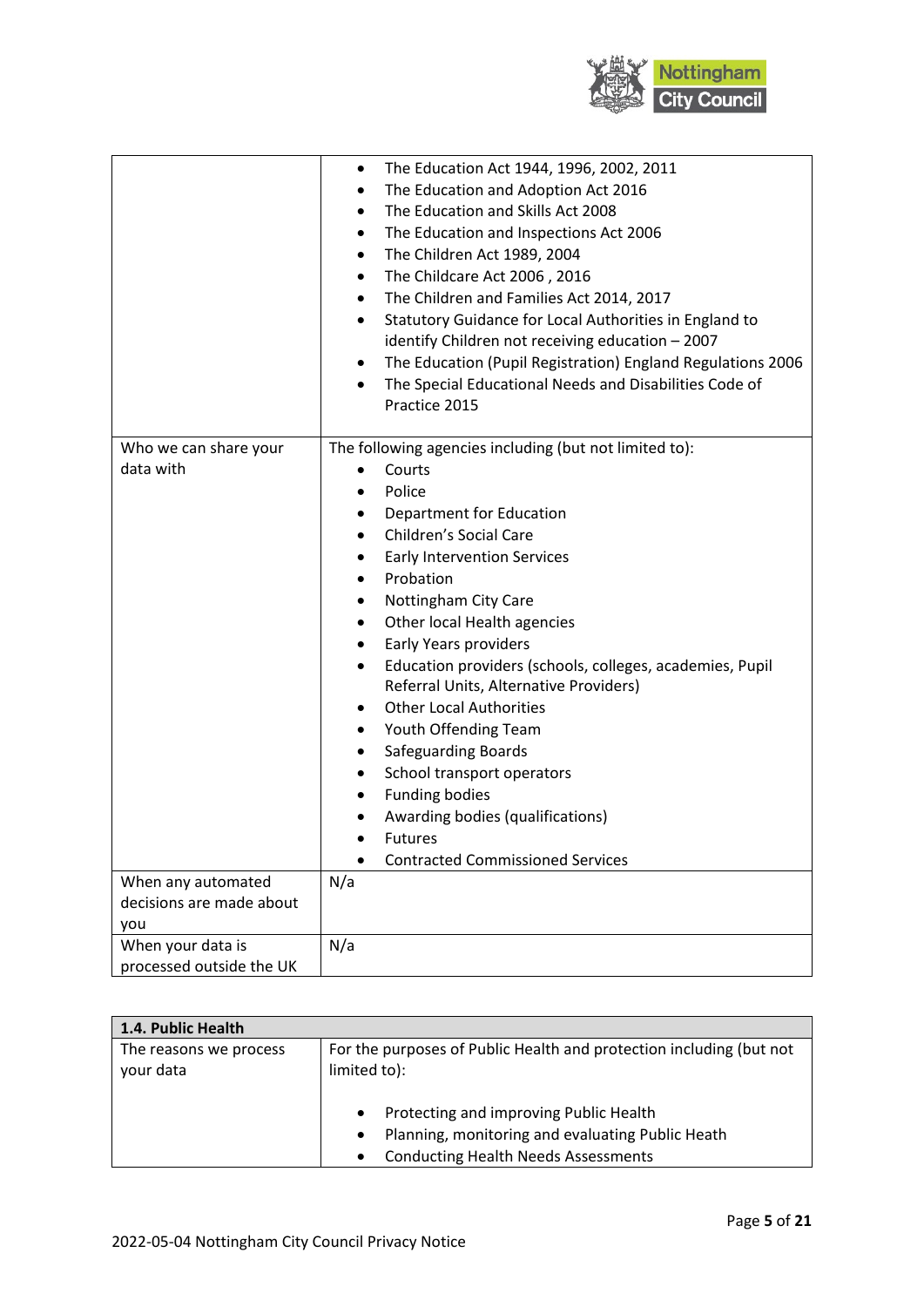| | |
|---|---|
| | • The Education Act 1944, 1996, 2002, 2011<br>• The Education and Adoption Act 2016<br>• The Education and Skills Act 2008<br>• The Education and Inspections Act 2006<br>• The Children Act 1989, 2004<br>• The Childcare Act 2006 , 2016<br>• The Children and Families Act 2014, 2017<br>• Statutory Guidance for Local Authorities in England to identify Children not receiving education – 2007<br>• The Education (Pupil Registration) England Regulations 2006<br>• The Special Educational Needs and Disabilities Code of Practice 2015 |
| Who we can share your data with | The following agencies including (but not limited to):<br>• Courts<br>• Police<br>• Department for Education<br>• Children's Social Care<br>• Early Intervention Services<br>• Probation<br>• Nottingham City Care<br>• Other local Health agencies<br>• Early Years providers<br>• Education providers (schools, colleges, academies, Pupil Referral Units, Alternative Providers)<br>• Other Local Authorities<br>• Youth Offending Team<br>• Safeguarding Boards<br>• School transport operators<br>• Funding bodies<br>• Awarding bodies (qualifications)<br>• Futures<br>• Contracted Commissioned Services |
| When any automated decisions are made about you | N/a |
| When your data is processed outside the UK | N/a |

| **1.4. Public Health** | |
|---|---|
| The reasons we process your data | For the purposes of Public Health and protection including (but not limited to):<br><br>• Protecting and improving Public Health<br>• Planning, monitoring and evaluating Public Heath<br>• Conducting Health Needs Assessments |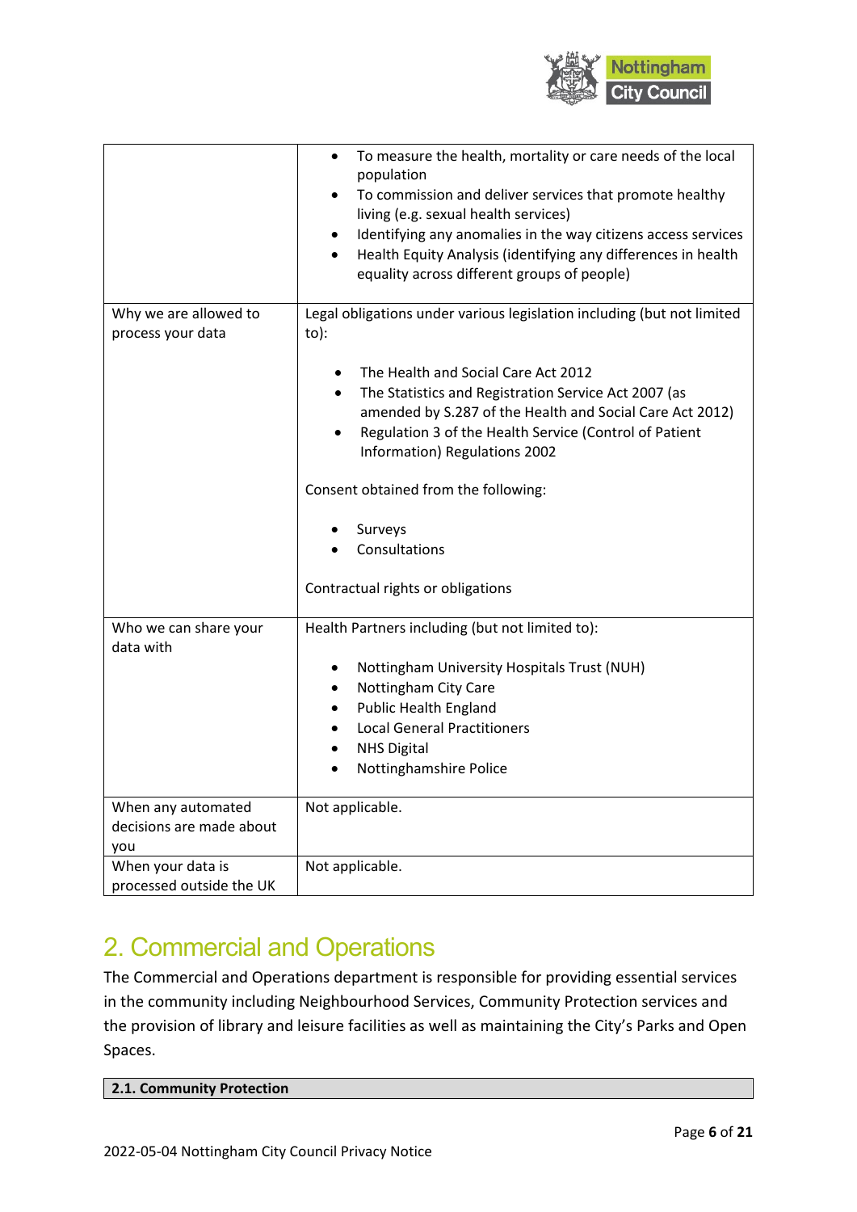| | |
|---|---|
| | • To measure the health, mortality or care needs of the local population<br>• To commission and deliver services that promote healthy living (e.g. sexual health services)<br>• Identifying any anomalies in the way citizens access services<br>• Health Equity Analysis (identifying any differences in health equality across different groups of people) |
| Why we are allowed to process your data | Legal obligations under various legislation including (but not limited to):<br><br>• The Health and Social Care Act 2012<br>• The Statistics and Registration Service Act 2007 (as amended by S.287 of the Health and Social Care Act 2012)<br>• Regulation 3 of the Health Service (Control of Patient Information) Regulations 2002<br><br>Consent obtained from the following:<br><br>• Surveys<br>• Consultations<br><br>Contractual rights or obligations |
| Who we can share your data with | Health Partners including (but not limited to):<br><br>• Nottingham University Hospitals Trust (NUH)<br>• Nottingham City Care<br>• Public Health England<br>• Local General Practitioners<br>• NHS Digital<br>• Nottinghamshire Police |
| When any automated decisions are made about you | Not applicable. |
| When your data is processed outside the UK | Not applicable. |

# 2. Commercial and Operations

The Commercial and Operations department is responsible for providing essential services in the community including Neighbourhood Services, Community Protection services and the provision of library and leisure facilities as well as maintaining the City's Parks and Open Spaces.

**2.1. Community Protection**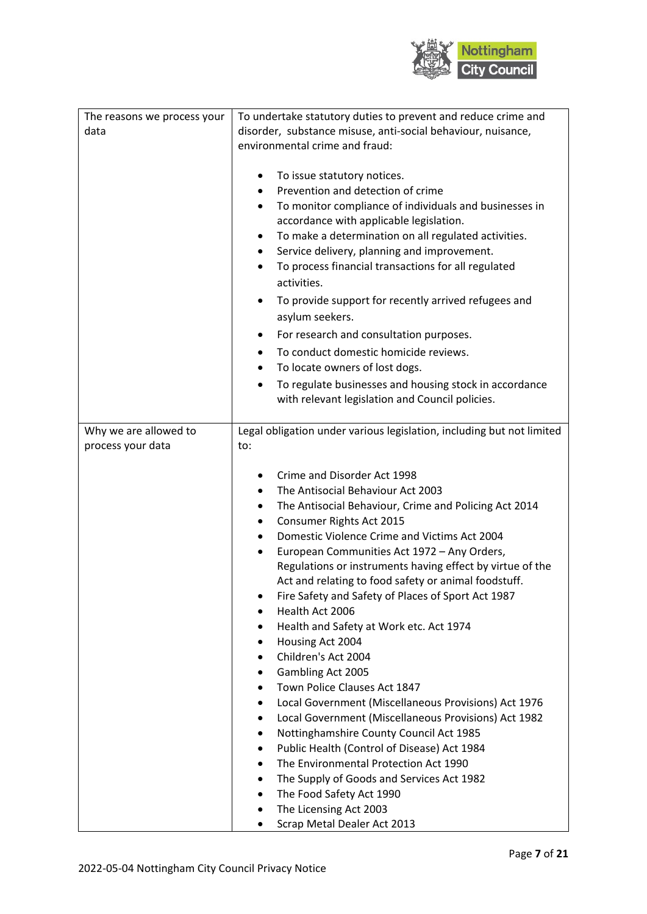| | |
|---|---|
| The reasons we process your data | To undertake statutory duties to prevent and reduce crime and disorder, substance misuse, anti-social behaviour, nuisance, environmental crime and fraud:<br><br>• To issue statutory notices.<br>• Prevention and detection of crime<br>• To monitor compliance of individuals and businesses in accordance with applicable legislation.<br>• To make a determination on all regulated activities.<br>• Service delivery, planning and improvement.<br>• To process financial transactions for all regulated activities.<br>• To provide support for recently arrived refugees and asylum seekers.<br>• For research and consultation purposes.<br>• To conduct domestic homicide reviews.<br>• To locate owners of lost dogs.<br>• To regulate businesses and housing stock in accordance with relevant legislation and Council policies. |
| Why we are allowed to process your data | Legal obligation under various legislation, including but not limited to:<br><br>• Crime and Disorder Act 1998<br>• The Antisocial Behaviour Act 2003<br>• The Antisocial Behaviour, Crime and Policing Act 2014<br>• Consumer Rights Act 2015<br>• Domestic Violence Crime and Victims Act 2004<br>• European Communities Act 1972 – Any Orders, Regulations or instruments having effect by virtue of the Act and relating to food safety or animal foodstuff.<br>• Fire Safety and Safety of Places of Sport Act 1987<br>• Health Act 2006<br>• Health and Safety at Work etc. Act 1974<br>• Housing Act 2004<br>• Children's Act 2004<br>• Gambling Act 2005<br>• Town Police Clauses Act 1847<br>• Local Government (Miscellaneous Provisions) Act 1976<br>• Local Government (Miscellaneous Provisions) Act 1982<br>• Nottinghamshire County Council Act 1985<br>• Public Health (Control of Disease) Act 1984<br>• The Environmental Protection Act 1990<br>• The Supply of Goods and Services Act 1982<br>• The Food Safety Act 1990<br>• The Licensing Act 2003<br>• Scrap Metal Dealer Act 2013 |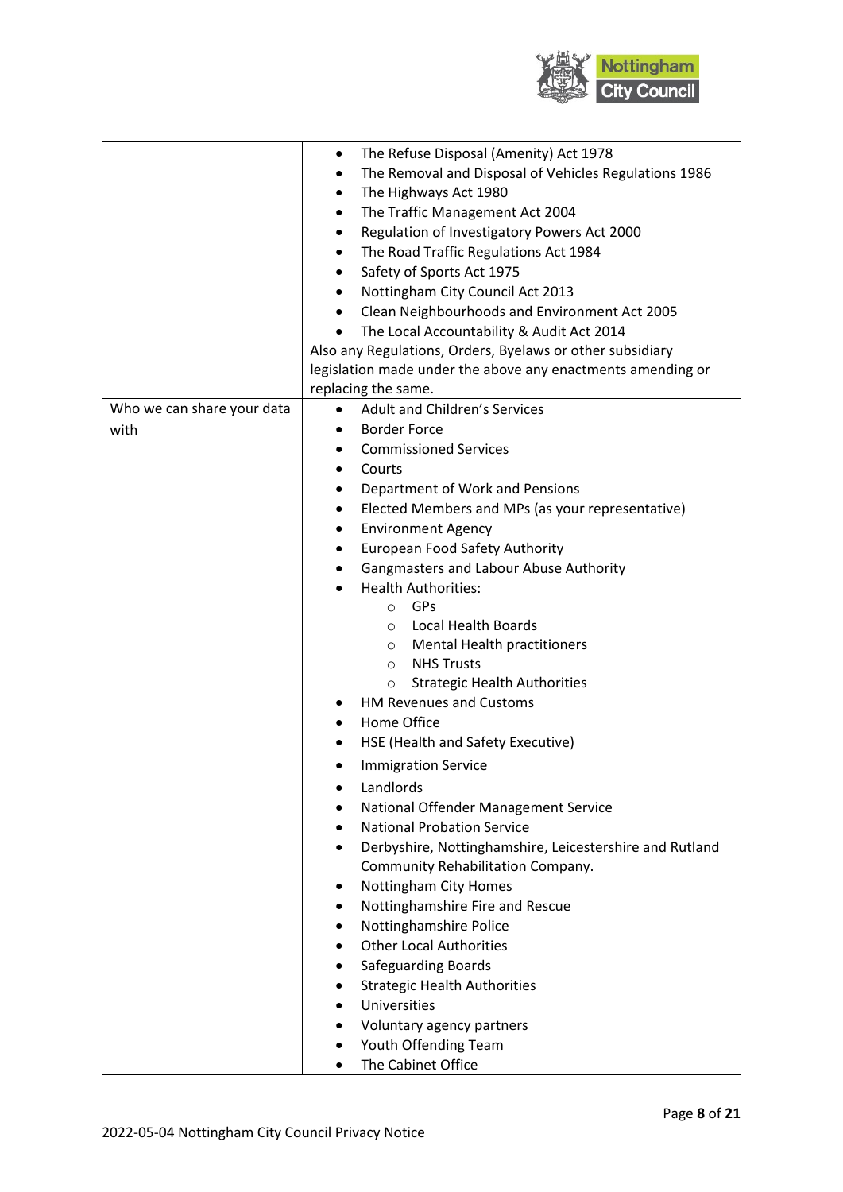| | |
|---|---|
| | • The Refuse Disposal (Amenity) Act 1978<br>• The Removal and Disposal of Vehicles Regulations 1986<br>• The Highways Act 1980<br>• The Traffic Management Act 2004<br>• Regulation of Investigatory Powers Act 2000<br>• The Road Traffic Regulations Act 1984<br>• Safety of Sports Act 1975<br>• Nottingham City Council Act 2013<br>• Clean Neighbourhoods and Environment Act 2005<br>• The Local Accountability & Audit Act 2014<br>Also any Regulations, Orders, Byelaws or other subsidiary legislation made under the above any enactments amending or replacing the same. |
| Who we can share your data with | • Adult and Children's Services<br>• Border Force<br>• Commissioned Services<br>• Courts<br>• Department of Work and Pensions<br>• Elected Members and MPs (as your representative)<br>• Environment Agency<br>• European Food Safety Authority<br>• Gangmasters and Labour Abuse Authority<br>• Health Authorities:<br>&nbsp;&nbsp;&nbsp;&nbsp;○ GPs<br>&nbsp;&nbsp;&nbsp;&nbsp;○ Local Health Boards<br>&nbsp;&nbsp;&nbsp;&nbsp;○ Mental Health practitioners<br>&nbsp;&nbsp;&nbsp;&nbsp;○ NHS Trusts<br>&nbsp;&nbsp;&nbsp;&nbsp;○ Strategic Health Authorities<br>• HM Revenues and Customs<br>• Home Office<br>• HSE (Health and Safety Executive)<br>• Immigration Service<br>• Landlords<br>• National Offender Management Service<br>• National Probation Service<br>• Derbyshire, Nottinghamshire, Leicestershire and Rutland Community Rehabilitation Company.<br>• Nottingham City Homes<br>• Nottinghamshire Fire and Rescue<br>• Nottinghamshire Police<br>• Other Local Authorities<br>• Safeguarding Boards<br>• Strategic Health Authorities<br>• Universities<br>• Voluntary agency partners<br>• Youth Offending Team<br>• The Cabinet Office |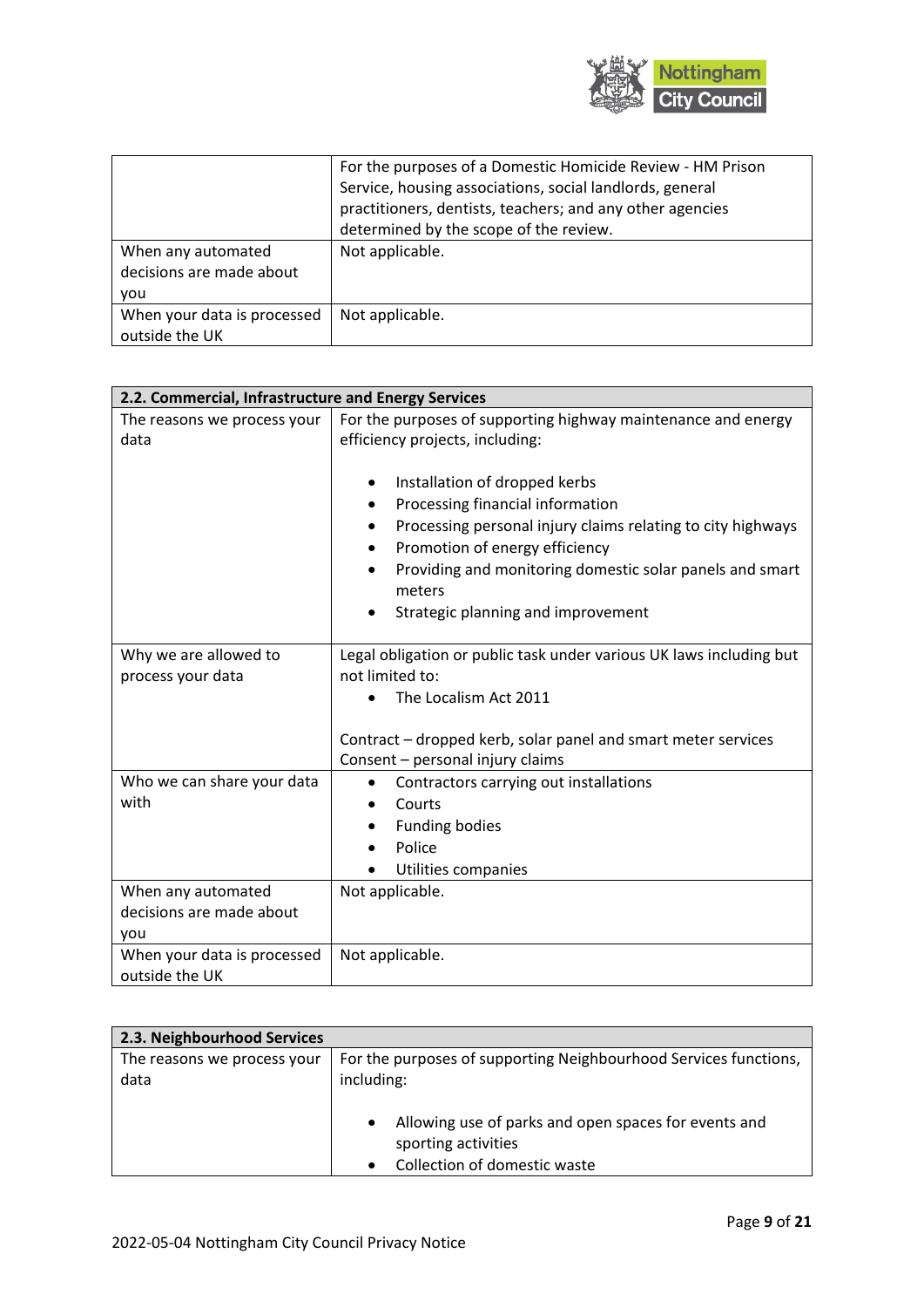| | |
|---|---|
| | For the purposes of a Domestic Homicide Review - HM Prison Service, housing associations, social landlords, general practitioners, dentists, teachers; and any other agencies determined by the scope of the review. |
| When any automated decisions are made about you | Not applicable. |
| When your data is processed outside the UK | Not applicable. |

| 2.2. Commercial, Infrastructure and Energy Services | |
|---|---|
| The reasons we process your data | For the purposes of supporting highway maintenance and energy efficiency projects, including:<br><br>• Installation of dropped kerbs<br>• Processing financial information<br>• Processing personal injury claims relating to city highways<br>• Promotion of energy efficiency<br>• Providing and monitoring domestic solar panels and smart meters<br>• Strategic planning and improvement |
| Why we are allowed to process your data | Legal obligation or public task under various UK laws including but not limited to:<br>• The Localism Act 2011<br><br>Contract – dropped kerb, solar panel and smart meter services<br>Consent – personal injury claims |
| Who we can share your data with | • Contractors carrying out installations<br>• Courts<br>• Funding bodies<br>• Police<br>• Utilities companies |
| When any automated decisions are made about you | Not applicable. |
| When your data is processed outside the UK | Not applicable. |

| 2.3. Neighbourhood Services | |
|---|---|
| The reasons we process your data | For the purposes of supporting Neighbourhood Services functions, including:<br><br>• Allowing use of parks and open spaces for events and sporting activities<br>• Collection of domestic waste |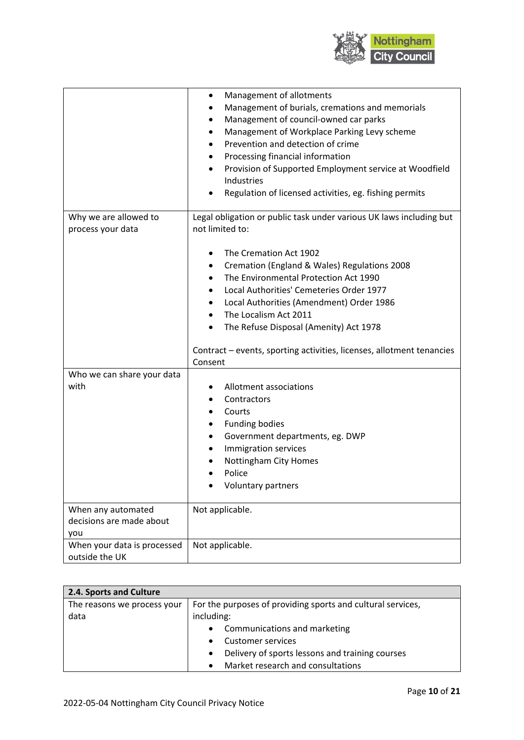| | |
|---|---|
| | • Management of allotments<br>• Management of burials, cremations and memorials<br>• Management of council-owned car parks<br>• Management of Workplace Parking Levy scheme<br>• Prevention and detection of crime<br>• Processing financial information<br>• Provision of Supported Employment service at Woodfield Industries<br>• Regulation of licensed activities, eg. fishing permits |
| Why we are allowed to process your data | Legal obligation or public task under various UK laws including but not limited to:<br><br>• The Cremation Act 1902<br>• Cremation (England & Wales) Regulations 2008<br>• The Environmental Protection Act 1990<br>• Local Authorities' Cemeteries Order 1977<br>• Local Authorities (Amendment) Order 1986<br>• The Localism Act 2011<br>• The Refuse Disposal (Amenity) Act 1978<br><br>Contract – events, sporting activities, licenses, allotment tenancies<br>Consent |
| Who we can share your data with | • Allotment associations<br>• Contractors<br>• Courts<br>• Funding bodies<br>• Government departments, eg. DWP<br>• Immigration services<br>• Nottingham City Homes<br>• Police<br>• Voluntary partners |
| When any automated decisions are made about you | Not applicable. |
| When your data is processed outside the UK | Not applicable. |

| **2.4. Sports and Culture** | |
|---|---|
| The reasons we process your data | For the purposes of providing sports and cultural services, including:<br>• Communications and marketing<br>• Customer services<br>• Delivery of sports lessons and training courses<br>• Market research and consultations |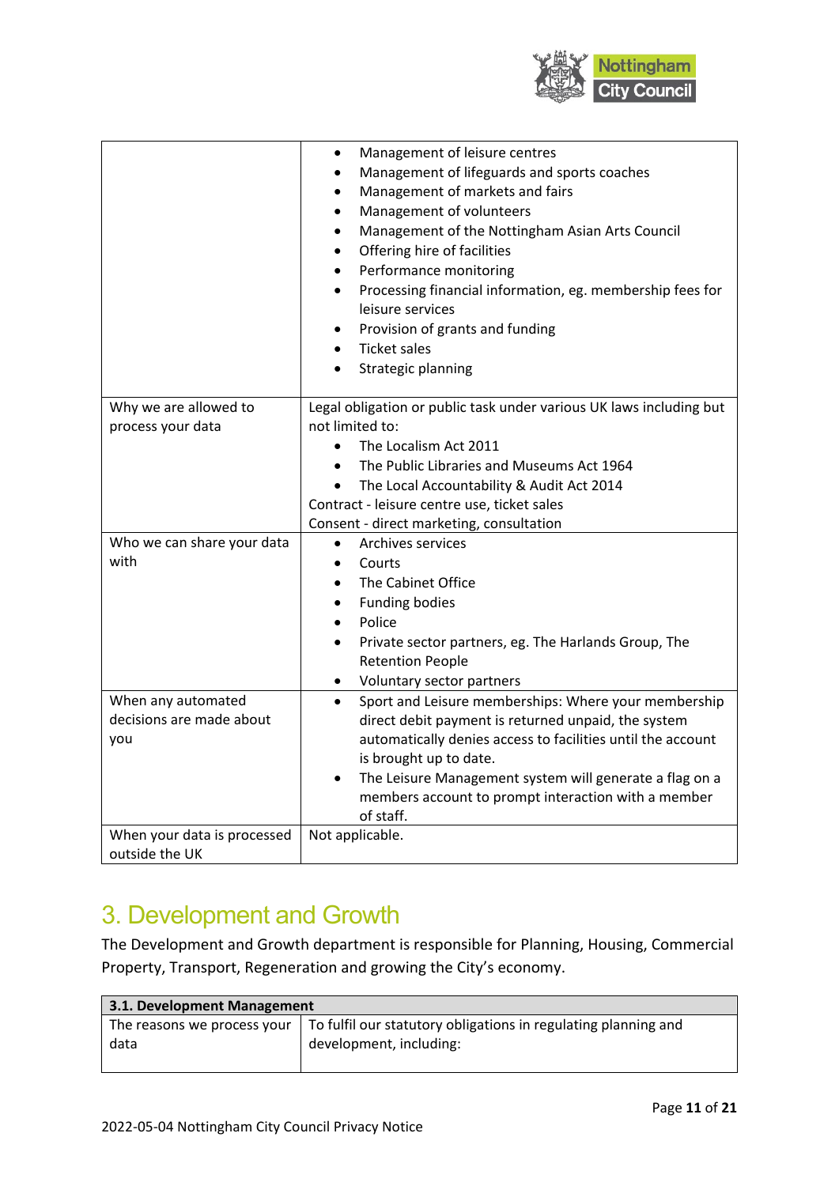| | |
|---|---|
| | • Management of leisure centres<br>• Management of lifeguards and sports coaches<br>• Management of markets and fairs<br>• Management of volunteers<br>• Management of the Nottingham Asian Arts Council<br>• Offering hire of facilities<br>• Performance monitoring<br>• Processing financial information, eg. membership fees for leisure services<br>• Provision of grants and funding<br>• Ticket sales<br>• Strategic planning |
| Why we are allowed to process your data | Legal obligation or public task under various UK laws including but not limited to:<br>• The Localism Act 2011<br>• The Public Libraries and Museums Act 1964<br>• The Local Accountability & Audit Act 2014<br>Contract - leisure centre use, ticket sales<br>Consent - direct marketing, consultation |
| Who we can share your data with | • Archives services<br>• Courts<br>• The Cabinet Office<br>• Funding bodies<br>• Police<br>• Private sector partners, eg. The Harlands Group, The Retention People<br>• Voluntary sector partners |
| When any automated decisions are made about you | • Sport and Leisure memberships: Where your membership direct debit payment is returned unpaid, the system automatically denies access to facilities until the account is brought up to date.<br>• The Leisure Management system will generate a flag on a members account to prompt interaction with a member of staff. |
| When your data is processed outside the UK | Not applicable. |

# 3. Development and Growth

The Development and Growth department is responsible for Planning, Housing, Commercial Property, Transport, Regeneration and growing the City's economy.

| **3.1. Development Management** | |
|---|---|
| The reasons we process your data | To fulfil our statutory obligations in regulating planning and development, including: |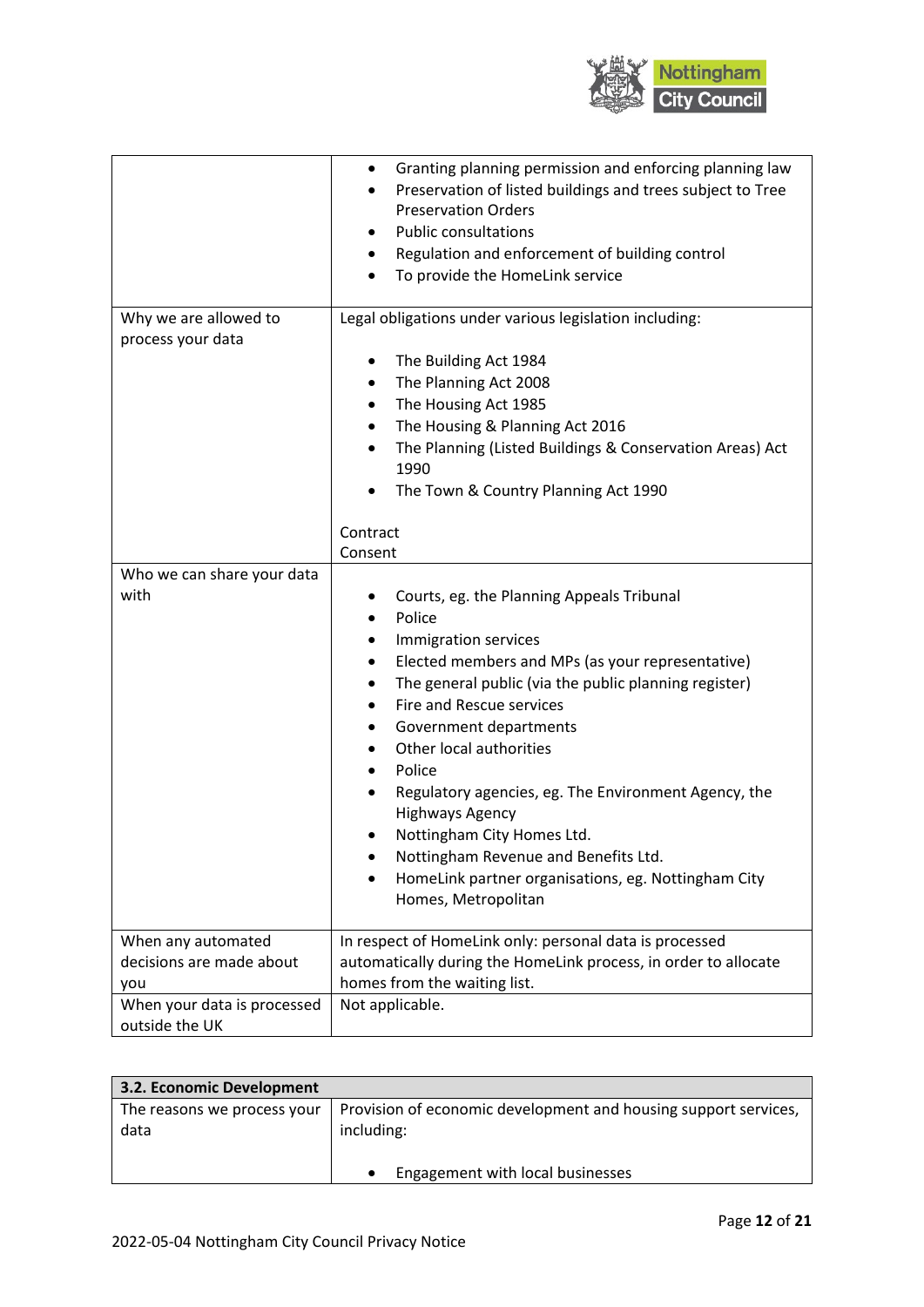| | |
|---|---|
| | • Granting planning permission and enforcing planning law<br>• Preservation of listed buildings and trees subject to Tree Preservation Orders<br>• Public consultations<br>• Regulation and enforcement of building control<br>• To provide the HomeLink service |
| Why we are allowed to process your data | Legal obligations under various legislation including:<br><br>• The Building Act 1984<br>• The Planning Act 2008<br>• The Housing Act 1985<br>• The Housing & Planning Act 2016<br>• The Planning (Listed Buildings & Conservation Areas) Act 1990<br>• The Town & Country Planning Act 1990<br><br>Contract<br>Consent |
| Who we can share your data with | • Courts, eg. the Planning Appeals Tribunal<br>• Police<br>• Immigration services<br>• Elected members and MPs (as your representative)<br>• The general public (via the public planning register)<br>• Fire and Rescue services<br>• Government departments<br>• Other local authorities<br>• Police<br>• Regulatory agencies, eg. The Environment Agency, the Highways Agency<br>• Nottingham City Homes Ltd.<br>• Nottingham Revenue and Benefits Ltd.<br>• HomeLink partner organisations, eg. Nottingham City Homes, Metropolitan |
| When any automated decisions are made about you | In respect of HomeLink only: personal data is processed automatically during the HomeLink process, in order to allocate homes from the waiting list. |
| When your data is processed outside the UK | Not applicable. |

| **3.2. Economic Development** | |
|---|---|
| The reasons we process your data | Provision of economic development and housing support services, including:<br><br>• Engagement with local businesses |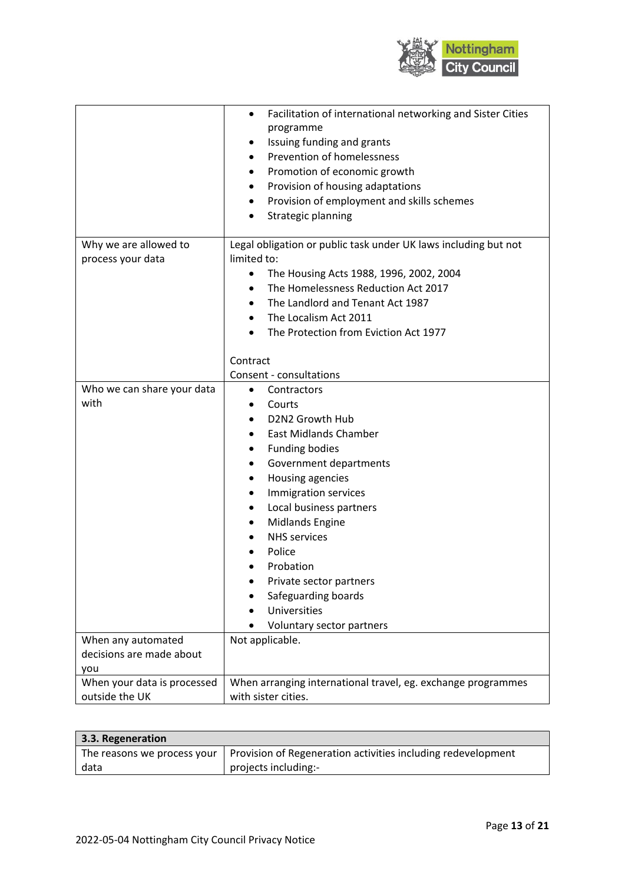| | |
|---|---|
| | • Facilitation of international networking and Sister Cities programme<br>• Issuing funding and grants<br>• Prevention of homelessness<br>• Promotion of economic growth<br>• Provision of housing adaptations<br>• Provision of employment and skills schemes<br>• Strategic planning |
| Why we are allowed to process your data | Legal obligation or public task under UK laws including but not limited to:<br>• The Housing Acts 1988, 1996, 2002, 2004<br>• The Homelessness Reduction Act 2017<br>• The Landlord and Tenant Act 1987<br>• The Localism Act 2011<br>• The Protection from Eviction Act 1977<br><br>Contract<br>Consent - consultations |
| Who we can share your data with | • Contractors<br>• Courts<br>• D2N2 Growth Hub<br>• East Midlands Chamber<br>• Funding bodies<br>• Government departments<br>• Housing agencies<br>• Immigration services<br>• Local business partners<br>• Midlands Engine<br>• NHS services<br>• Police<br>• Probation<br>• Private sector partners<br>• Safeguarding boards<br>• Universities<br>• Voluntary sector partners |
| When any automated decisions are made about you | Not applicable. |
| When your data is processed outside the UK | When arranging international travel, eg. exchange programmes with sister cities. |

| **3.3. Regeneration** | |
|---|---|
| The reasons we process your data | Provision of Regeneration activities including redevelopment projects including:- |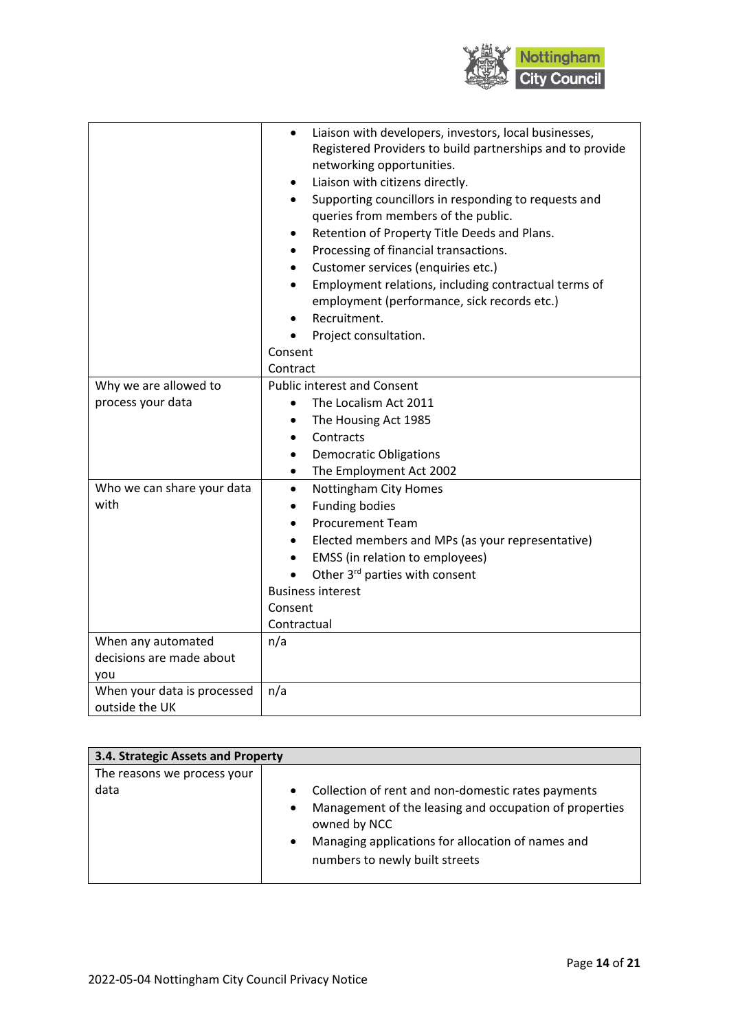| | |
|---|---|
| | • Liaison with developers, investors, local businesses, Registered Providers to build partnerships and to provide networking opportunities.<br>• Liaison with citizens directly.<br>• Supporting councillors in responding to requests and queries from members of the public.<br>• Retention of Property Title Deeds and Plans.<br>• Processing of financial transactions.<br>• Customer services (enquiries etc.)<br>• Employment relations, including contractual terms of employment (performance, sick records etc.)<br>• Recruitment.<br>• Project consultation.<br>Consent<br>Contract |
| Why we are allowed to process your data | Public interest and Consent<br>• The Localism Act 2011<br>• The Housing Act 1985<br>• Contracts<br>• Democratic Obligations<br>• The Employment Act 2002 |
| Who we can share your data with | • Nottingham City Homes<br>• Funding bodies<br>• Procurement Team<br>• Elected members and MPs (as your representative)<br>• EMSS (in relation to employees)<br>• Other 3rd parties with consent<br>Business interest<br>Consent<br>Contractual |
| When any automated decisions are made about you | n/a |
| When your data is processed outside the UK | n/a |

| **3.4. Strategic Assets and Property** | |
|---|---|
| The reasons we process your data | • Collection of rent and non-domestic rates payments<br>• Management of the leasing and occupation of properties owned by NCC<br>• Managing applications for allocation of names and numbers to newly built streets |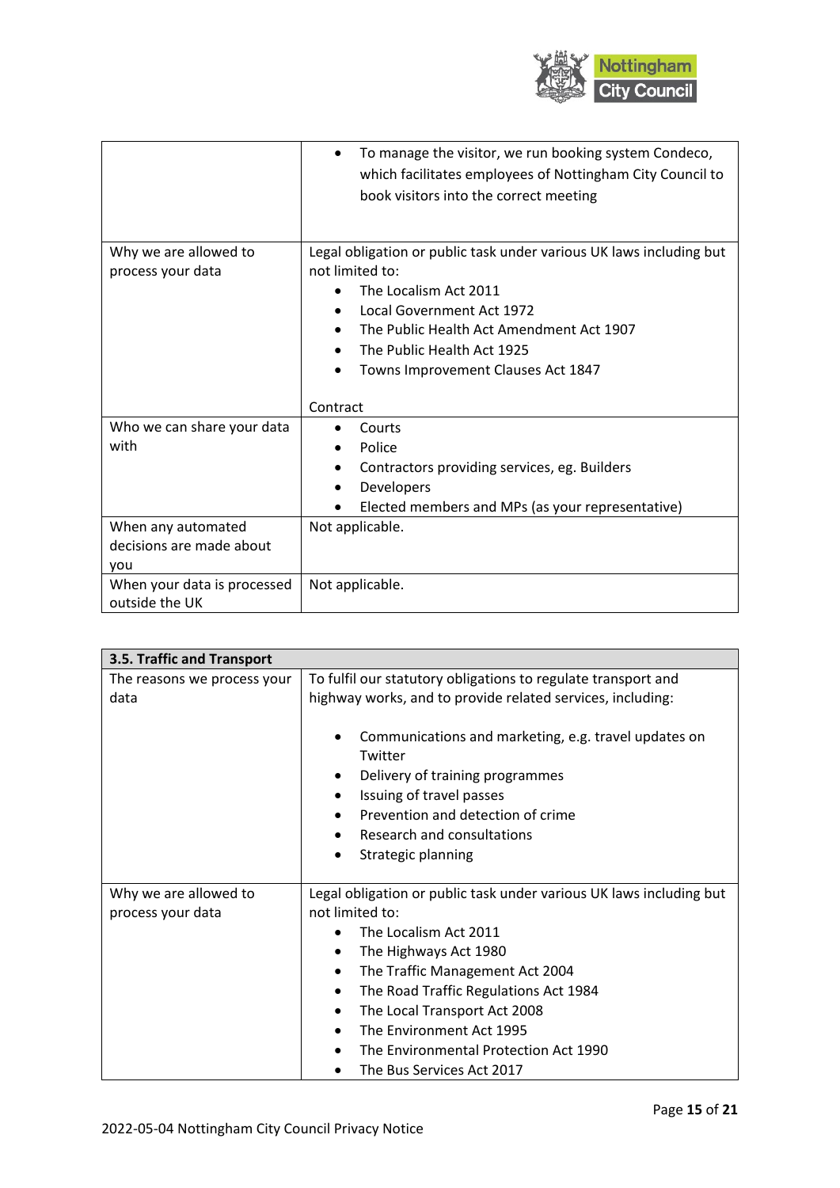| | |
|---|---|
| | <ul><li>To manage the visitor, we run booking system Condeco, which facilitates employees of Nottingham City Council to book visitors into the correct meeting</li></ul> |
| Why we are allowed to process your data | Legal obligation or public task under various UK laws including but not limited to:<ul><li>The Localism Act 2011</li><li>Local Government Act 1972</li><li>The Public Health Act Amendment Act 1907</li><li>The Public Health Act 1925</li><li>Towns Improvement Clauses Act 1847</li></ul>Contract |
| Who we can share your data with | <ul><li>Courts</li><li>Police</li><li>Contractors providing services, eg. Builders</li><li>Developers</li><li>Elected members and MPs (as your representative)</li></ul> |
| When any automated decisions are made about you | Not applicable. |
| When your data is processed outside the UK | Not applicable. |

| **3.5. Traffic and Transport** | |
|---|---|
| The reasons we process your data | To fulfil our statutory obligations to regulate transport and highway works, and to provide related services, including:<ul><li>Communications and marketing, e.g. travel updates on Twitter</li><li>Delivery of training programmes</li><li>Issuing of travel passes</li><li>Prevention and detection of crime</li><li>Research and consultations</li><li>Strategic planning</li></ul> |
| Why we are allowed to process your data | Legal obligation or public task under various UK laws including but not limited to:<ul><li>The Localism Act 2011</li><li>The Highways Act 1980</li><li>The Traffic Management Act 2004</li><li>The Road Traffic Regulations Act 1984</li><li>The Local Transport Act 2008</li><li>The Environment Act 1995</li><li>The Environmental Protection Act 1990</li><li>The Bus Services Act 2017</li></ul> |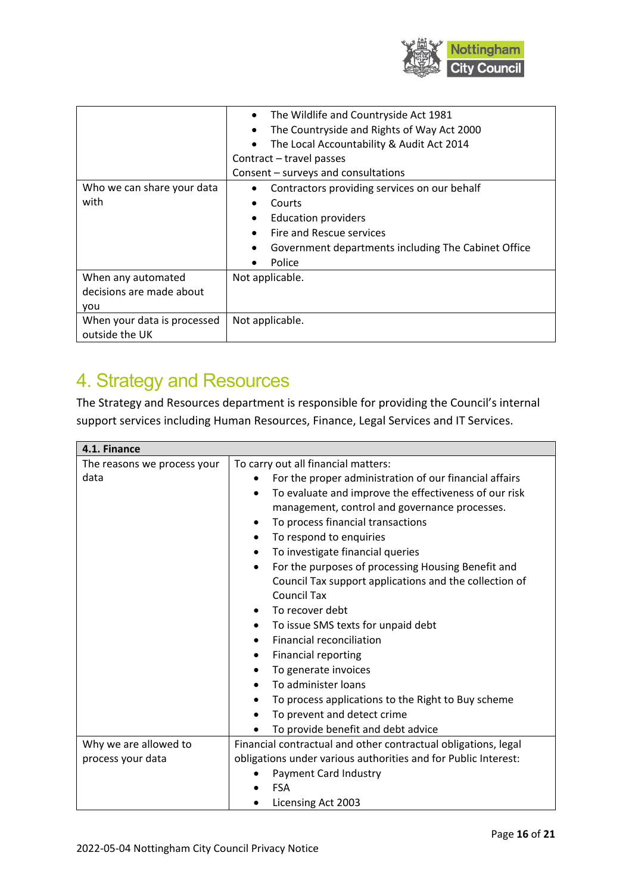| | |
|---|---|
| | • The Wildlife and Countryside Act 1981<br>• The Countryside and Rights of Way Act 2000<br>• The Local Accountability & Audit Act 2014<br>Contract – travel passes<br>Consent – surveys and consultations |
| Who we can share your data with | • Contractors providing services on our behalf<br>• Courts<br>• Education providers<br>• Fire and Rescue services<br>• Government departments including The Cabinet Office<br>• Police |
| When any automated decisions are made about you | Not applicable. |
| When your data is processed outside the UK | Not applicable. |

# 4. Strategy and Resources

The Strategy and Resources department is responsible for providing the Council's internal support services including Human Resources, Finance, Legal Services and IT Services.

| **4.1. Finance** | |
|---|---|
| The reasons we process your data | To carry out all financial matters:<br>• For the proper administration of our financial affairs<br>• To evaluate and improve the effectiveness of our risk management, control and governance processes.<br>• To process financial transactions<br>• To respond to enquiries<br>• To investigate financial queries<br>• For the purposes of processing Housing Benefit and Council Tax support applications and the collection of Council Tax<br>• To recover debt<br>• To issue SMS texts for unpaid debt<br>• Financial reconciliation<br>• Financial reporting<br>• To generate invoices<br>• To administer loans<br>• To process applications to the Right to Buy scheme<br>• To prevent and detect crime<br>• To provide benefit and debt advice |
| Why we are allowed to process your data | Financial contractual and other contractual obligations, legal obligations under various authorities and for Public Interest:<br>• Payment Card Industry<br>• FSA<br>• Licensing Act 2003 |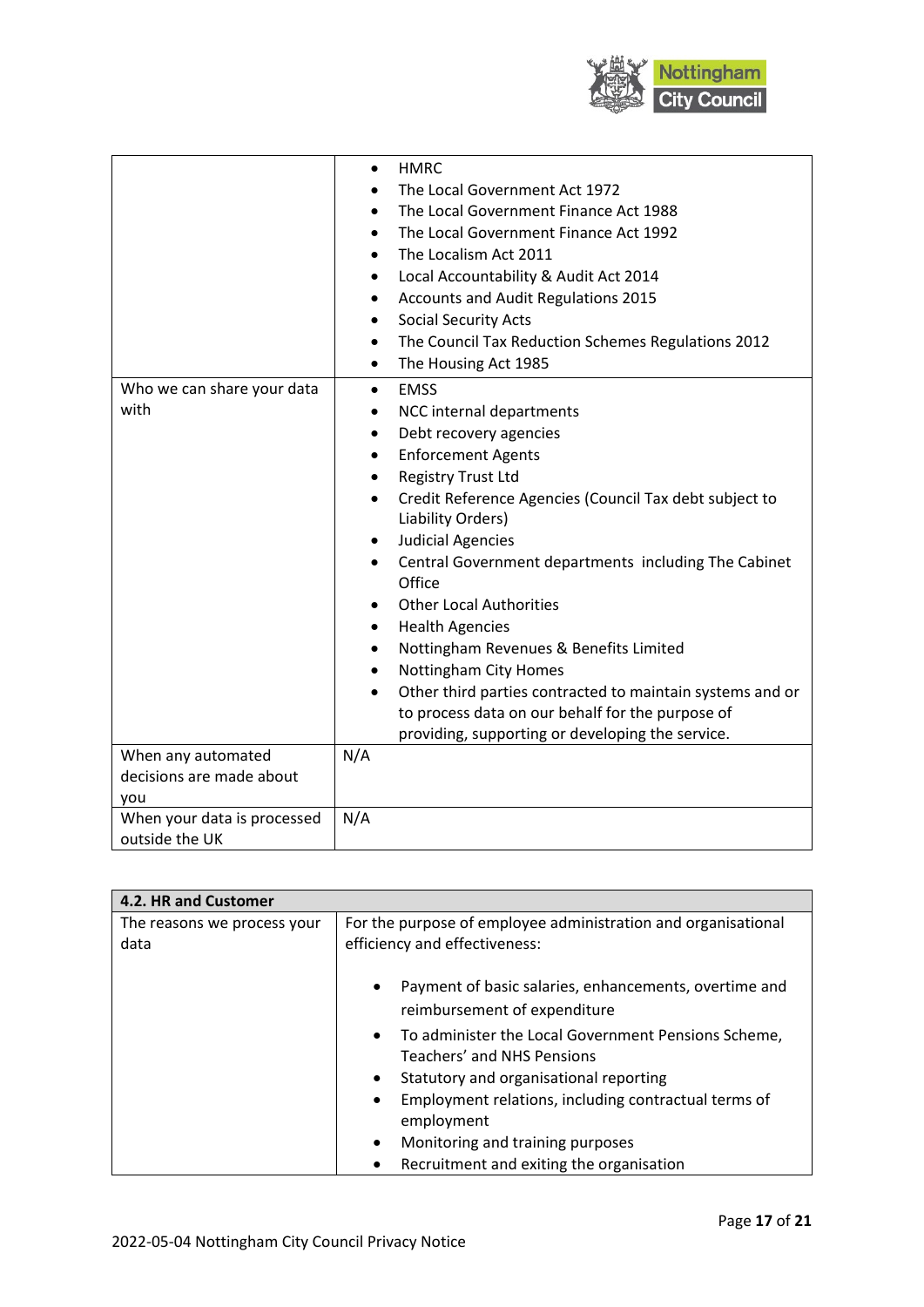| | |
|---|---|
| | • HMRC<br>• The Local Government Act 1972<br>• The Local Government Finance Act 1988<br>• The Local Government Finance Act 1992<br>• The Localism Act 2011<br>• Local Accountability & Audit Act 2014<br>• Accounts and Audit Regulations 2015<br>• Social Security Acts<br>• The Council Tax Reduction Schemes Regulations 2012<br>• The Housing Act 1985 |
| Who we can share your data with | • EMSS<br>• NCC internal departments<br>• Debt recovery agencies<br>• Enforcement Agents<br>• Registry Trust Ltd<br>• Credit Reference Agencies (Council Tax debt subject to Liability Orders)<br>• Judicial Agencies<br>• Central Government departments including The Cabinet Office<br>• Other Local Authorities<br>• Health Agencies<br>• Nottingham Revenues & Benefits Limited<br>• Nottingham City Homes<br>• Other third parties contracted to maintain systems and or to process data on our behalf for the purpose of providing, supporting or developing the service. |
| When any automated decisions are made about you | N/A |
| When your data is processed outside the UK | N/A |

| **4.2. HR and Customer** | |
|---|---|
| The reasons we process your data | For the purpose of employee administration and organisational efficiency and effectiveness:<br><br>• Payment of basic salaries, enhancements, overtime and reimbursement of expenditure<br>• To administer the Local Government Pensions Scheme, Teachers' and NHS Pensions<br>• Statutory and organisational reporting<br>• Employment relations, including contractual terms of employment<br>• Monitoring and training purposes<br>• Recruitment and exiting the organisation |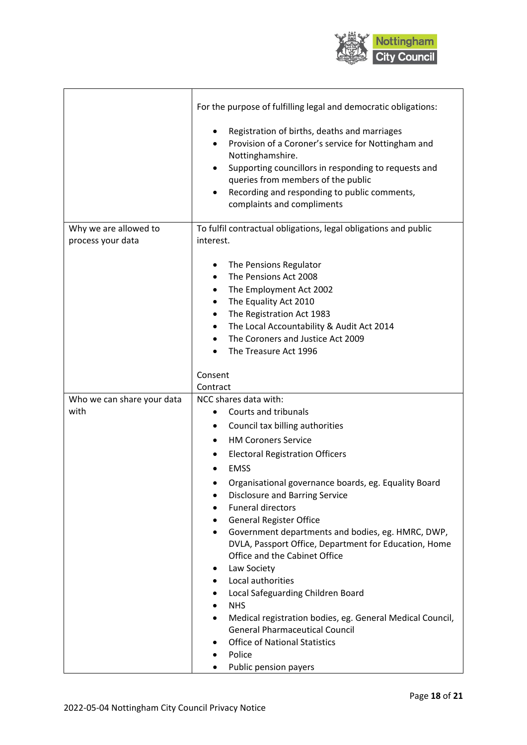| | |
|---|---|
| | For the purpose of fulfilling legal and democratic obligations:<br><br>• Registration of births, deaths and marriages<br>• Provision of a Coroner's service for Nottingham and Nottinghamshire.<br>• Supporting councillors in responding to requests and queries from members of the public<br>• Recording and responding to public comments, complaints and compliments |
| Why we are allowed to process your data | To fulfil contractual obligations, legal obligations and public interest.<br><br>• The Pensions Regulator<br>• The Pensions Act 2008<br>• The Employment Act 2002<br>• The Equality Act 2010<br>• The Registration Act 1983<br>• The Local Accountability & Audit Act 2014<br>• The Coroners and Justice Act 2009<br>• The Treasure Act 1996<br><br>Consent<br>Contract |
| Who we can share your data with | NCC shares data with:<br>• Courts and tribunals<br>• Council tax billing authorities<br>• HM Coroners Service<br>• Electoral Registration Officers<br>• EMSS<br>• Organisational governance boards, eg. Equality Board<br>• Disclosure and Barring Service<br>• Funeral directors<br>• General Register Office<br>• Government departments and bodies, eg. HMRC, DWP, DVLA, Passport Office, Department for Education, Home Office and the Cabinet Office<br>• Law Society<br>• Local authorities<br>• Local Safeguarding Children Board<br>• NHS<br>• Medical registration bodies, eg. General Medical Council, General Pharmaceutical Council<br>• Office of National Statistics<br>• Police<br>• Public pension payers |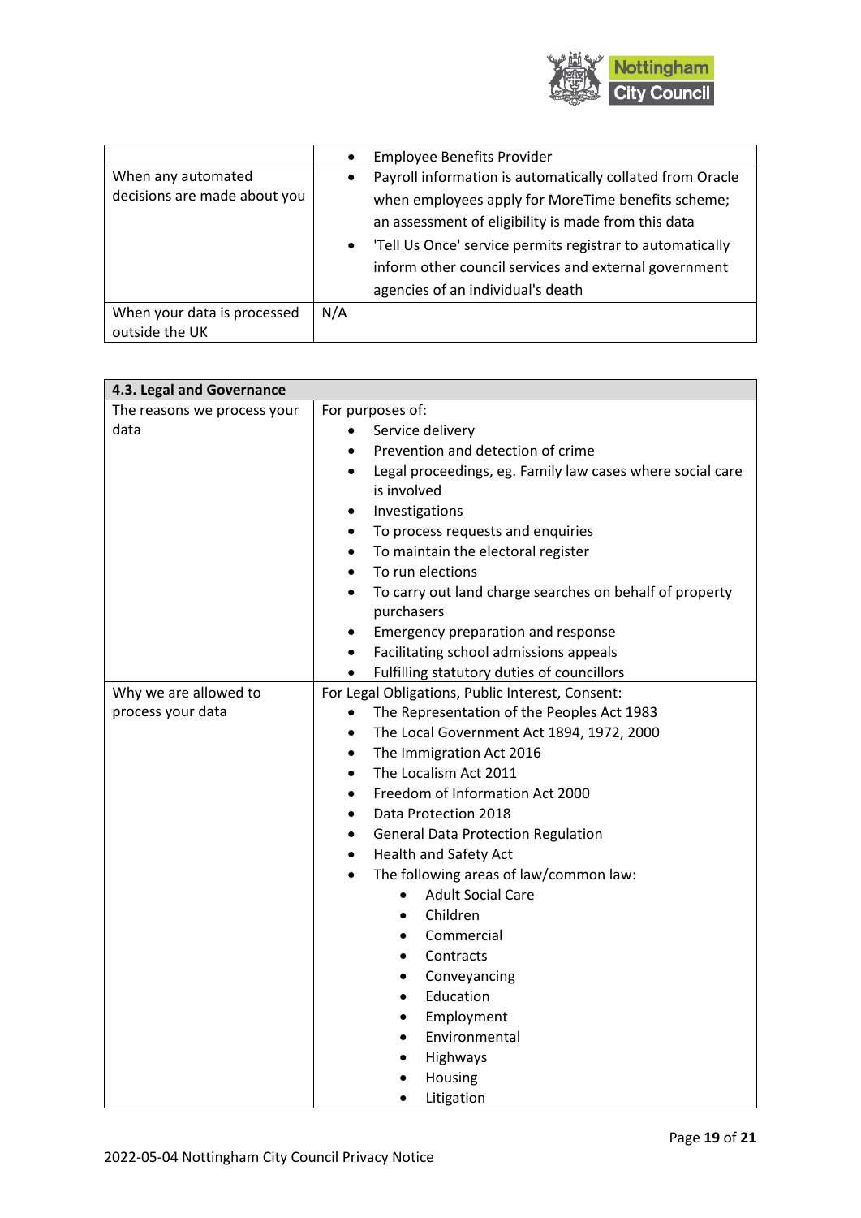| | |
|---|---|
| | • Employee Benefits Provider |
| When any automated decisions are made about you | • Payroll information is automatically collated from Oracle when employees apply for MoreTime benefits scheme; an assessment of eligibility is made from this data<br>• 'Tell Us Once' service permits registrar to automatically inform other council services and external government agencies of an individual's death |
| When your data is processed outside the UK | N/A |

| **4.3. Legal and Governance** | |
|---|---|
| The reasons we process your data | For purposes of:<br>• Service delivery<br>• Prevention and detection of crime<br>• Legal proceedings, eg. Family law cases where social care is involved<br>• Investigations<br>• To process requests and enquiries<br>• To maintain the electoral register<br>• To run elections<br>• To carry out land charge searches on behalf of property purchasers<br>• Emergency preparation and response<br>• Facilitating school admissions appeals<br>• Fulfilling statutory duties of councillors |
| Why we are allowed to process your data | For Legal Obligations, Public Interest, Consent:<br>• The Representation of the Peoples Act 1983<br>• The Local Government Act 1894, 1972, 2000<br>• The Immigration Act 2016<br>• The Localism Act 2011<br>• Freedom of Information Act 2000<br>• Data Protection 2018<br>• General Data Protection Regulation<br>• Health and Safety Act<br>• The following areas of law/common law:<br>  ◦ Adult Social Care<br>  ◦ Children<br>  ◦ Commercial<br>  ◦ Contracts<br>  ◦ Conveyancing<br>  ◦ Education<br>  ◦ Employment<br>  ◦ Environmental<br>  ◦ Highways<br>  ◦ Housing<br>  ◦ Litigation |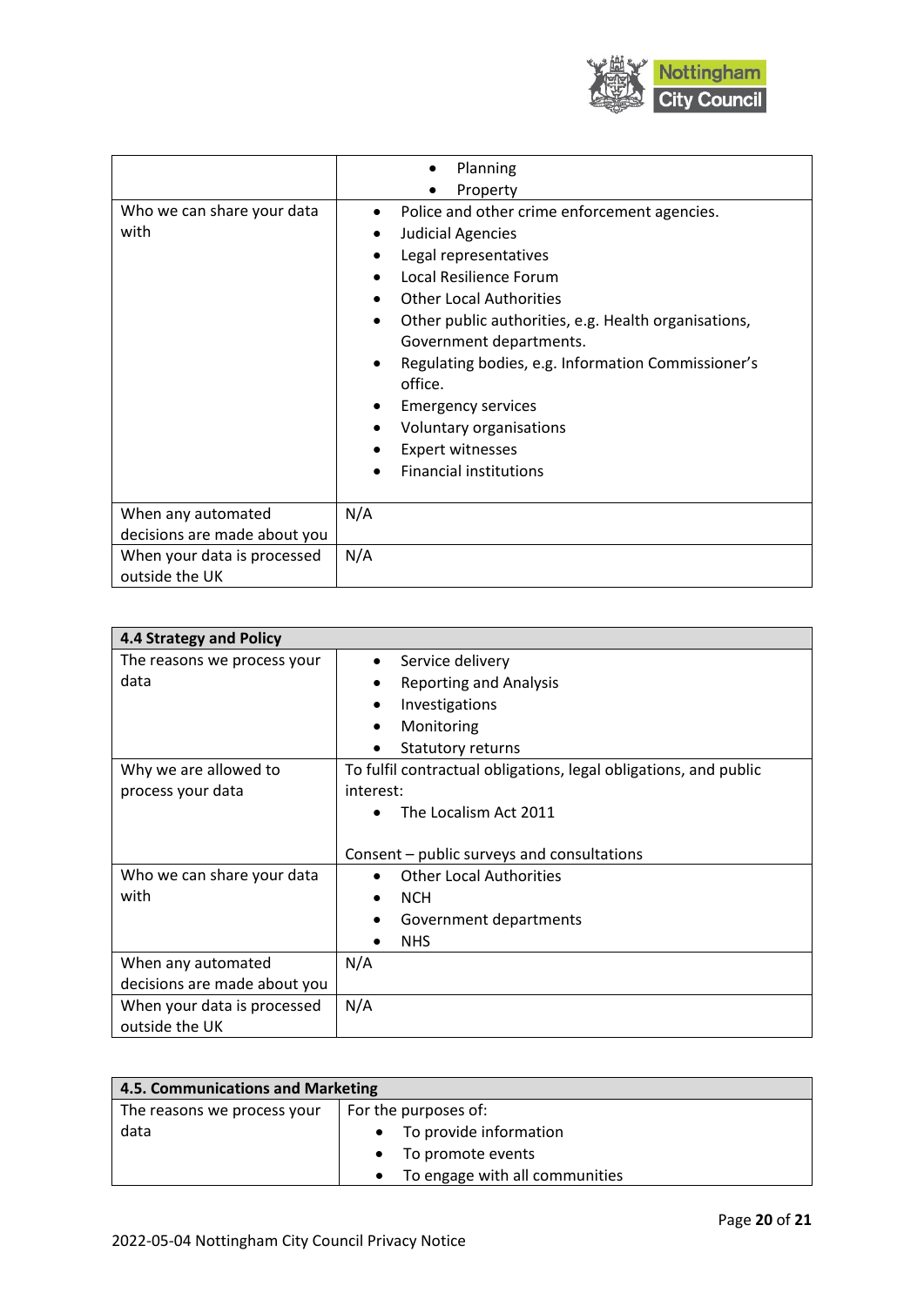| | |
|---|---|
| | • Planning<br>• Property |
| Who we can share your data with | • Police and other crime enforcement agencies.<br>• Judicial Agencies<br>• Legal representatives<br>• Local Resilience Forum<br>• Other Local Authorities<br>• Other public authorities, e.g. Health organisations, Government departments.<br>• Regulating bodies, e.g. Information Commissioner's office.<br>• Emergency services<br>• Voluntary organisations<br>• Expert witnesses<br>• Financial institutions |
| When any automated decisions are made about you | N/A |
| When your data is processed outside the UK | N/A |

| **4.4 Strategy and Policy** | |
|---|---|
| The reasons we process your data | • Service delivery<br>• Reporting and Analysis<br>• Investigations<br>• Monitoring<br>• Statutory returns |
| Why we are allowed to process your data | To fulfil contractual obligations, legal obligations, and public interest:<br>• The Localism Act 2011<br><br>Consent – public surveys and consultations |
| Who we can share your data with | • Other Local Authorities<br>• NCH<br>• Government departments<br>• NHS |
| When any automated decisions are made about you | N/A |
| When your data is processed outside the UK | N/A |

| **4.5. Communications and Marketing** | |
|---|---|
| The reasons we process your data | For the purposes of:<br>• To provide information<br>• To promote events<br>• To engage with all communities |

2022-05-04 Nottingham City Council Privacy Notice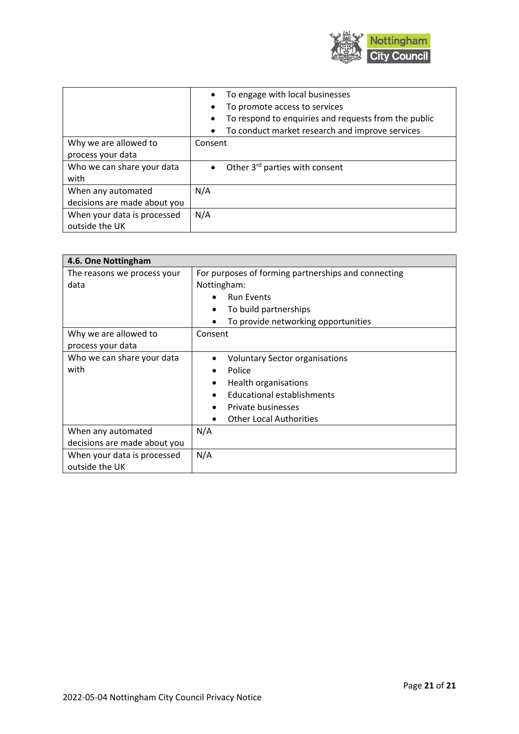| | |
|---|---|
| | • To engage with local businesses<br>• To promote access to services<br>• To respond to enquiries and requests from the public<br>• To conduct market research and improve services |
| Why we are allowed to process your data | Consent |
| Who we can share your data with | • Other 3rd parties with consent |
| When any automated decisions are made about you | N/A |
| When your data is processed outside the UK | N/A |

| 4.6. One Nottingham | |
|---|---|
| The reasons we process your data | For purposes of forming partnerships and connecting Nottingham:<br>• Run Events<br>• To build partnerships<br>• To provide networking opportunities |
| Why we are allowed to process your data | Consent |
| Who we can share your data with | • Voluntary Sector organisations<br>• Police<br>• Health organisations<br>• Educational establishments<br>• Private businesses<br>• Other Local Authorities |
| When any automated decisions are made about you | N/A |
| When your data is processed outside the UK | N/A |